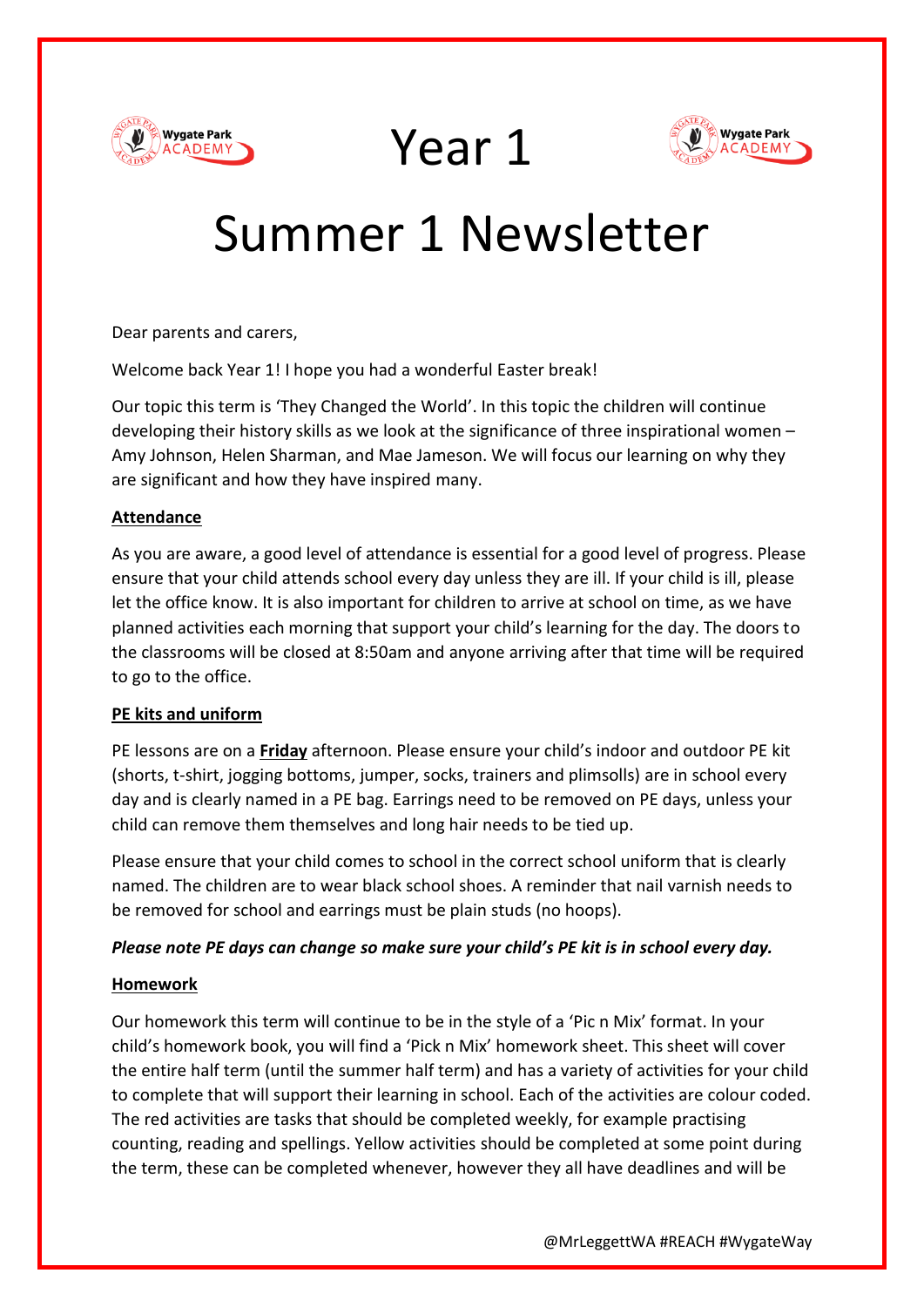# Year 1

# Summer 1 Newsletter

Dear parents and carers,

Welcome back Year 1! I hope you had a wonderful Easter break!

Our topic this term is 'They Changed the World'. In this topic the children will continue developing their history skills as we look at the significance of three inspirational women – Amy Johnson, Helen Sharman, and Mae Jameson. We will focus our learning on why they are significant and how they have inspired many.

**Attendance**

As you are aware, a good level of attendance is essential for a good level of progress. Please ensure that your child attends school every day unless they are ill. If your child is ill, please let the office know. It is also important for children to arrive at school on time, as we have planned activities each morning that support your child's learning for the day. The doors to the classrooms will be closed at 8:50am and anyone arriving after that time will be required to go to the office.

**PE kits and uniform**

PE lessons are on a **Friday** afternoon. Please ensure your child's indoor and outdoor PE kit (shorts, t-shirt, jogging bottoms, jumper, socks, trainers and plimsolls) are in school every day and is clearly named in a PE bag. Earrings need to be removed on PE days, unless your child can remove them themselves and long hair needs to be tied up.

Please ensure that your child comes to school in the correct school uniform that is clearly named. The children are to wear black school shoes. A reminder that nail varnish needs to be removed for school and earrings must be plain studs (no hoops).

***Please note PE days can change so make sure your child's PE kit is in school every day.***

**Homework**

Our homework this term will continue to be in the style of a 'Pic n Mix' format. In your child's homework book, you will find a 'Pick n Mix' homework sheet. This sheet will cover the entire half term (until the summer half term) and has a variety of activities for your child to complete that will support their learning in school. Each of the activities are colour coded. The red activities are tasks that should be completed weekly, for example practising counting, reading and spellings. Yellow activities should be completed at some point during the term, these can be completed whenever, however they all have deadlines and will be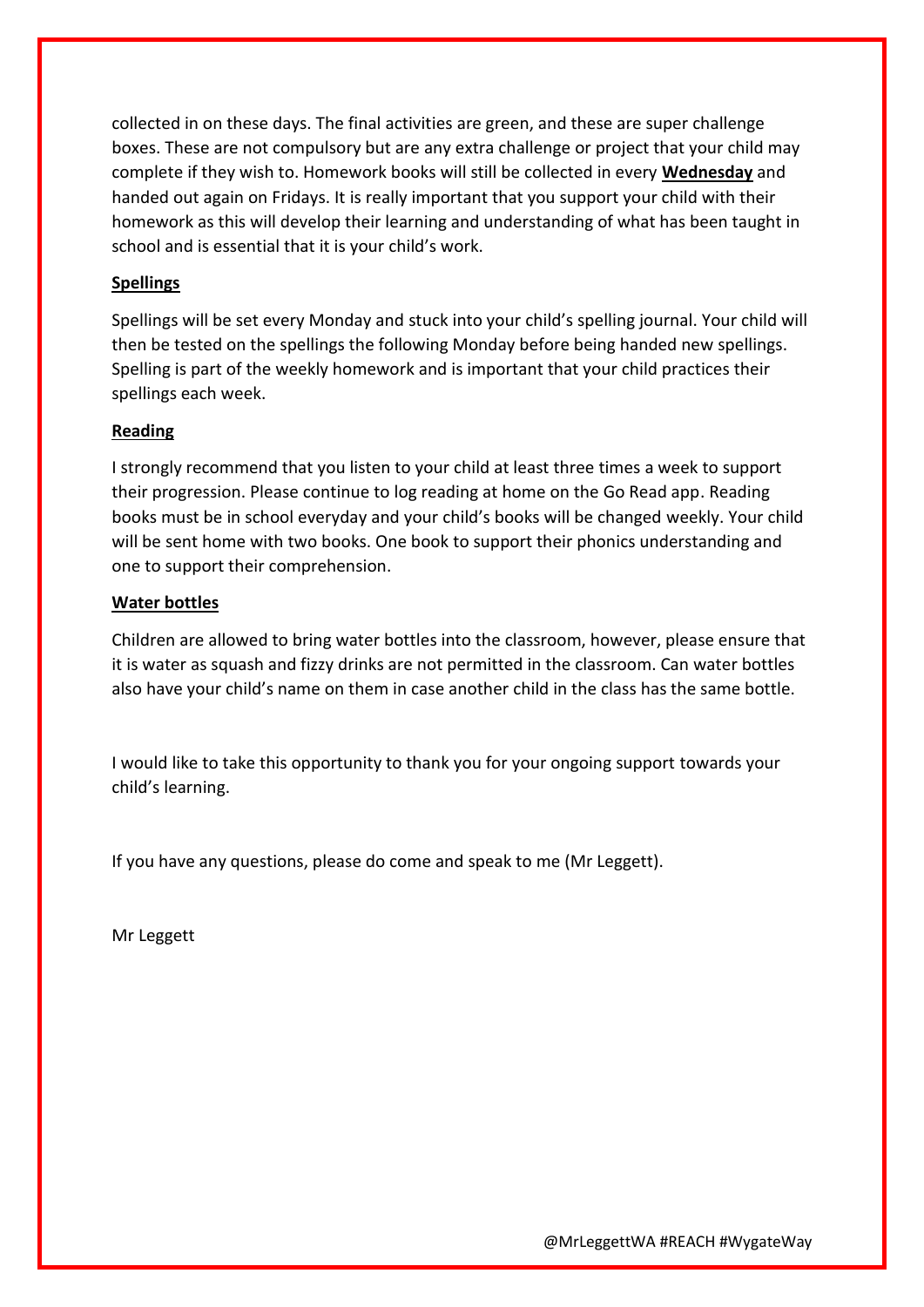collected in on these days. The final activities are green, and these are super challenge boxes. These are not compulsory but are any extra challenge or project that your child may complete if they wish to. Homework books will still be collected in every **Wednesday** and handed out again on Fridays. It is really important that you support your child with their homework as this will develop their learning and understanding of what has been taught in school and is essential that it is your child's work.

**Spellings**

Spellings will be set every Monday and stuck into your child's spelling journal. Your child will then be tested on the spellings the following Monday before being handed new spellings. Spelling is part of the weekly homework and is important that your child practices their spellings each week.

**Reading**

I strongly recommend that you listen to your child at least three times a week to support their progression. Please continue to log reading at home on the Go Read app. Reading books must be in school everyday and your child's books will be changed weekly. Your child will be sent home with two books. One book to support their phonics understanding and one to support their comprehension.

**Water bottles**

Children are allowed to bring water bottles into the classroom, however, please ensure that it is water as squash and fizzy drinks are not permitted in the classroom. Can water bottles also have your child's name on them in case another child in the class has the same bottle.

I would like to take this opportunity to thank you for your ongoing support towards your child's learning.

If you have any questions, please do come and speak to me (Mr Leggett).

Mr Leggett

@MrLeggettWA #REACH #WygateWay